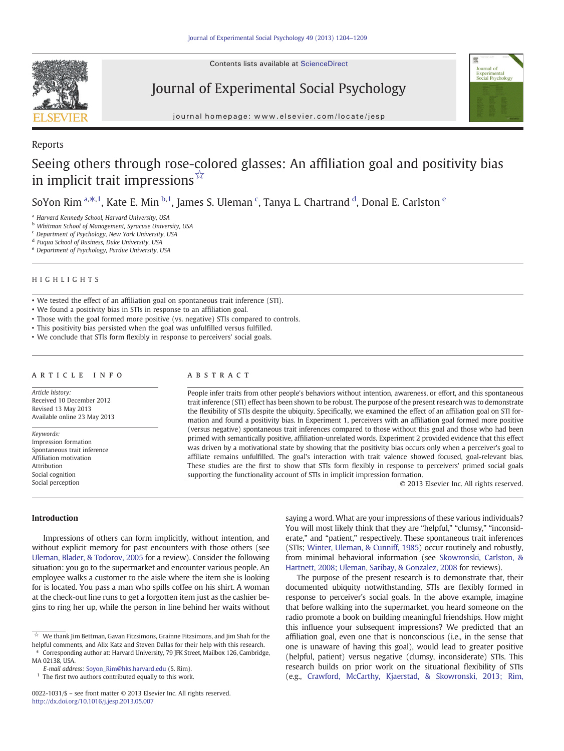Reports

# Seeing others through rose-colored glasses: An affiliation goal and positivity bias in implicit trait impressions ☆

SoYon Rim [a,*,1], Kate E. Min [b,1], James S. Uleman [c], Tanya L. Chartrand [d], Donal E. Carlston [e]

[a] Harvard Kennedy School, Harvard University, USA
[b] Whitman School of Management, Syracuse University, USA
[c] Department of Psychology, New York University, USA
[d] Fuqua School of Business, Duke University, USA
[e] Department of Psychology, Purdue University, USA

## HIGHLIGHTS

- We tested the effect of an affiliation goal on spontaneous trait inference (STI).
- We found a positivity bias in STIs in response to an affiliation goal.
- Those with the goal formed more positive (vs. negative) STIs compared to controls.
- This positivity bias persisted when the goal was unfulfilled versus fulfilled.
- We conclude that STIs form flexibly in response to perceivers' social goals.

## ARTICLE INFO

*Article history:*
Received 10 December 2012
Revised 13 May 2013
Available online 23 May 2013

*Keywords:*
Impression formation
Spontaneous trait inference
Affiliation motivation
Attribution
Social cognition
Social perception

## ABSTRACT

People infer traits from other people's behaviors without intention, awareness, or effort, and this spontaneous trait inference (STI) effect has been shown to be robust. The purpose of the present research was to demonstrate the flexibility of STIs despite the ubiquity. Specifically, we examined the effect of an affiliation goal on STI formation and found a positivity bias. In Experiment 1, perceivers with an affiliation goal formed more positive (versus negative) spontaneous trait inferences compared to those without this goal and those who had been primed with semantically positive, affiliation-unrelated words. Experiment 2 provided evidence that this effect was driven by a motivational state by showing that the positivity bias occurs only when a perceiver's goal to affiliate remains unfulfilled. The goal's interaction with trait valence showed focused, goal-relevant bias. These studies are the first to show that STIs form flexibly in response to perceivers' primed social goals supporting the functionality account of STIs in implicit impression formation.

© 2013 Elsevier Inc. All rights reserved.

## Introduction

Impressions of others can form implicitly, without intention, and without explicit memory for past encounters with those others (see Uleman, Blader, & Todorov, 2005 for a review). Consider the following situation: you go to the supermarket and encounter various people. An employee walks a customer to the aisle where the item she is looking for is located. You pass a man who spills coffee on his shirt. A woman at the check-out line runs to get a forgotten item just as the cashier begins to ring her up, while the person in line behind her waits without saying a word. What are your impressions of these various individuals? You will most likely think that they are "helpful," "clumsy," "inconsiderate," and "patient," respectively. These spontaneous trait inferences (STIs; Winter, Uleman, & Cunniff, 1985) occur routinely and robustly, from minimal behavioral information (see Skowronski, Carlston, & Hartnett, 2008; Uleman, Saribay, & Gonzalez, 2008 for reviews).

The purpose of the present research is to demonstrate that, their documented ubiquity notwithstanding, STIs are flexibly formed in response to perceiver's social goals. In the above example, imagine that before walking into the supermarket, you heard someone on the radio promote a book on building meaningful friendships. How might this influence your subsequent impressions? We predicted that an affiliation goal, even one that is nonconscious (i.e., in the sense that one is unaware of having this goal), would lead to greater positive (helpful, patient) versus negative (clumsy, inconsiderate) STIs. This research builds on prior work on the situational flexibility of STIs (e.g., Crawford, McCarthy, Kjaerstad, & Skowronski, 2013; Rim,

☆ We thank Jim Bettman, Gavan Fitzsimons, Grainne Fitzsimons, and Jim Shah for the helpful comments, and Alix Katz and Steven Dallas for their help with this research.

\* Corresponding author at: Harvard University, 79 JFK Street, Mailbox 126, Cambridge, MA 02138, USA.

*E-mail address:* Soyon_Rim@hks.harvard.edu (S. Rim).

[1] The first two authors contributed equally to this work.

0022-1031/$ – see front matter © 2013 Elsevier Inc. All rights reserved.
http://dx.doi.org/10.1016/j.jesp.2013.05.007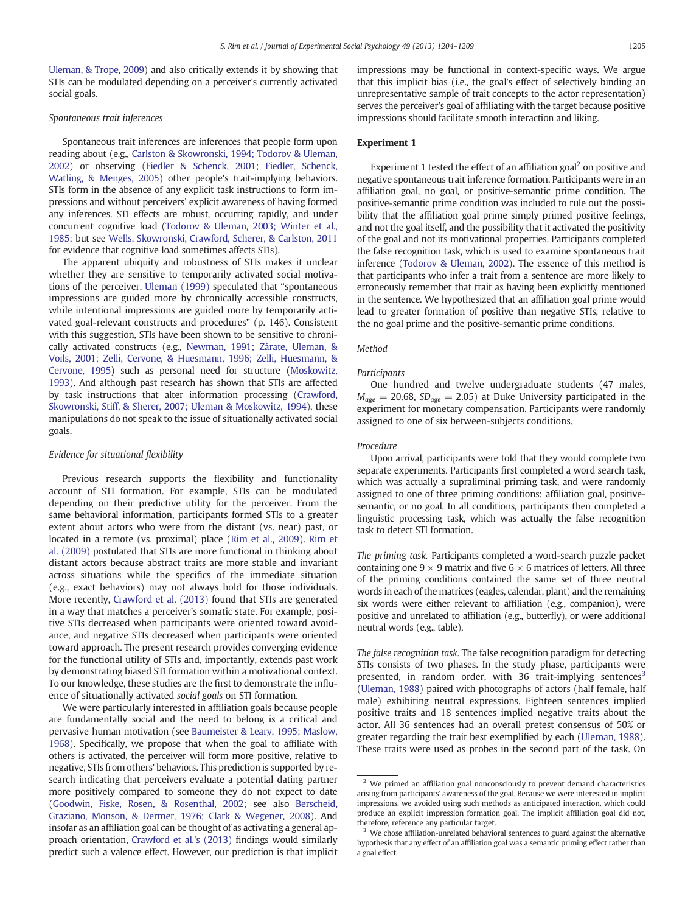Uleman, & Trope, 2009) and also critically extends it by showing that STIs can be modulated depending on a perceiver's currently activated social goals.

### *Spontaneous trait inferences*

Spontaneous trait inferences are inferences that people form upon reading about (e.g., Carlston & Skowronski, 1994; Todorov & Uleman, 2002) or observing (Fiedler & Schenck, 2001; Fiedler, Schenck, Watling, & Menges, 2005) other people's trait-implying behaviors. STIs form in the absence of any explicit task instructions to form impressions and without perceivers' explicit awareness of having formed any inferences. STI effects are robust, occurring rapidly, and under concurrent cognitive load (Todorov & Uleman, 2003; Winter et al., 1985; but see Wells, Skowronski, Crawford, Scherer, & Carlston, 2011 for evidence that cognitive load sometimes affects STIs).

The apparent ubiquity and robustness of STIs makes it unclear whether they are sensitive to temporarily activated social motivations of the perceiver. Uleman (1999) speculated that "spontaneous impressions are guided more by chronically accessible constructs, while intentional impressions are guided more by temporarily activated goal-relevant constructs and procedures" (p. 146). Consistent with this suggestion, STIs have been shown to be sensitive to chronically activated constructs (e.g., Newman, 1991; Zárate, Uleman, & Voils, 2001; Zelli, Cervone, & Huesmann, 1996; Zelli, Huesmann, & Cervone, 1995) such as personal need for structure (Moskowitz, 1993). And although past research has shown that STIs are affected by task instructions that alter information processing (Crawford, Skowronski, Stiff, & Sherer, 2007; Uleman & Moskowitz, 1994), these manipulations do not speak to the issue of situationally activated social goals.

### *Evidence for situational flexibility*

Previous research supports the flexibility and functionality account of STI formation. For example, STIs can be modulated depending on their predictive utility for the perceiver. From the same behavioral information, participants formed STIs to a greater extent about actors who were from the distant (vs. near) past, or located in a remote (vs. proximal) place (Rim et al., 2009). Rim et al. (2009) postulated that STIs are more functional in thinking about distant actors because abstract traits are more stable and invariant across situations while the specifics of the immediate situation (e.g., exact behaviors) may not always hold for those individuals. More recently, Crawford et al. (2013) found that STIs are generated in a way that matches a perceiver's somatic state. For example, positive STIs decreased when participants were oriented toward avoidance, and negative STIs decreased when participants were oriented toward approach. The present research provides converging evidence for the functional utility of STIs and, importantly, extends past work by demonstrating biased STI formation within a motivational context. To our knowledge, these studies are the first to demonstrate the influence of situationally activated *social goals* on STI formation.

We were particularly interested in affiliation goals because people are fundamentally social and the need to belong is a critical and pervasive human motivation (see Baumeister & Leary, 1995; Maslow, 1968). Specifically, we propose that when the goal to affiliate with others is activated, the perceiver will form more positive, relative to negative, STIs from others' behaviors. This prediction is supported by research indicating that perceivers evaluate a potential dating partner more positively compared to someone they do not expect to date (Goodwin, Fiske, Rosen, & Rosenthal, 2002; see also Berscheid, Graziano, Monson, & Dermer, 1976; Clark & Wegener, 2008). And insofar as an affiliation goal can be thought of as activating a general approach orientation, Crawford et al.'s (2013) findings would similarly predict such a valence effect. However, our prediction is that implicit impressions may be functional in context-specific ways. We argue that this implicit bias (i.e., the goal's effect of selectively binding an unrepresentative sample of trait concepts to the actor representation) serves the perceiver's goal of affiliating with the target because positive impressions should facilitate smooth interaction and liking.

## Experiment 1

Experiment 1 tested the effect of an affiliation goal[2] on positive and negative spontaneous trait inference formation. Participants were in an affiliation goal, no goal, or positive-semantic prime condition. The positive-semantic prime condition was included to rule out the possibility that the affiliation goal prime simply primed positive feelings, and not the goal itself, and the possibility that it activated the positivity of the goal and not its motivational properties. Participants completed the false recognition task, which is used to examine spontaneous trait inference (Todorov & Uleman, 2002). The essence of this method is that participants who infer a trait from a sentence are more likely to erroneously remember that trait as having been explicitly mentioned in the sentence. We hypothesized that an affiliation goal prime would lead to greater formation of positive than negative STIs, relative to the no goal prime and the positive-semantic prime conditions.

### *Method*

#### *Participants*

One hundred and twelve undergraduate students (47 males, $M_{age} = 20.68$, $SD_{age} = 2.05$) at Duke University participated in the experiment for monetary compensation. Participants were randomly assigned to one of six between-subjects conditions.

#### *Procedure*

Upon arrival, participants were told that they would complete two separate experiments. Participants first completed a word search task, which was actually a supraliminal priming task, and were randomly assigned to one of three priming conditions: affiliation goal, positive-semantic, or no goal. In all conditions, participants then completed a linguistic processing task, which was actually the false recognition task to detect STI formation.

*The priming task.* Participants completed a word-search puzzle packet containing one 9 × 9 matrix and five 6 × 6 matrices of letters. All three of the priming conditions contained the same set of three neutral words in each of the matrices (eagles, calendar, plant) and the remaining six words were either relevant to affiliation (e.g., companion), were positive and unrelated to affiliation (e.g., butterfly), or were additional neutral words (e.g., table).

*The false recognition task.* The false recognition paradigm for detecting STIs consists of two phases. In the study phase, participants were presented, in random order, with 36 trait-implying sentences[3] (Uleman, 1988) paired with photographs of actors (half female, half male) exhibiting neutral expressions. Eighteen sentences implied positive traits and 18 sentences implied negative traits about the actor. All 36 sentences had an overall pretest consensus of 50% or greater regarding the trait best exemplified by each (Uleman, 1988). These traits were used as probes in the second part of the task. On

---

[2] We primed an affiliation goal nonconsciously to prevent demand characteristics arising from participants' awareness of the goal. Because we were interested in implicit impressions, we avoided using such methods as anticipated interaction, which could produce an explicit impression formation goal. The implicit affiliation goal did not, therefore, reference any particular target.

[3] We chose affiliation-unrelated behavioral sentences to guard against the alternative hypothesis that any effect of an affiliation goal was a semantic priming effect rather than a goal effect.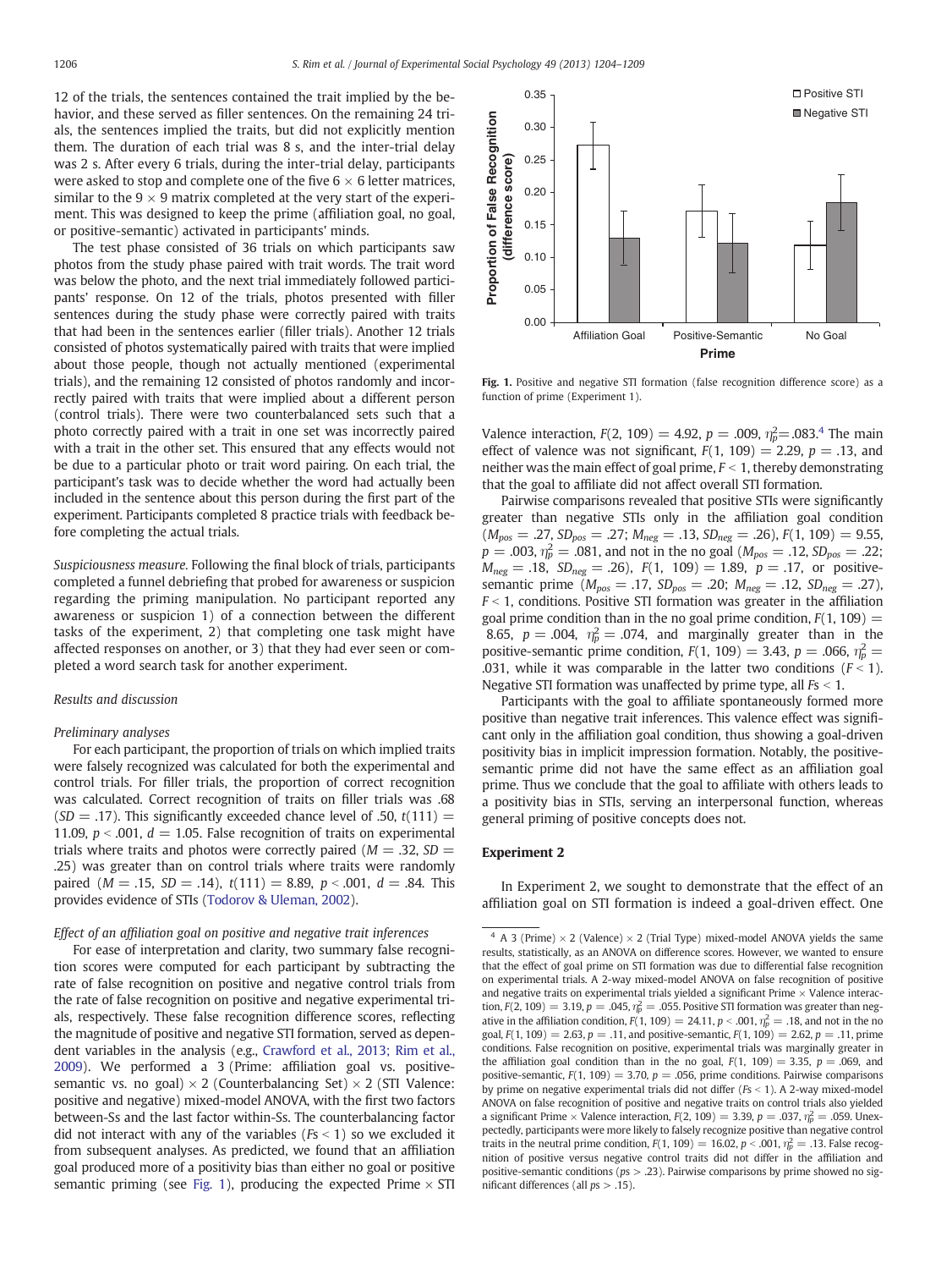12 of the trials, the sentences contained the trait implied by the behavior, and these served as filler sentences. On the remaining 24 trials, the sentences implied the traits, but did not explicitly mention them. The duration of each trial was 8 s, and the inter-trial delay was 2 s. After every 6 trials, during the inter-trial delay, participants were asked to stop and complete one of the five 6 × 6 letter matrices, similar to the 9 × 9 matrix completed at the very start of the experiment. This was designed to keep the prime (affiliation goal, no goal, or positive-semantic) activated in participants' minds.

The test phase consisted of 36 trials on which participants saw photos from the study phase paired with trait words. The trait word was below the photo, and the next trial immediately followed participants' response. On 12 of the trials, photos presented with filler sentences during the study phase were correctly paired with traits that had been in the sentences earlier (filler trials). Another 12 trials consisted of photos systematically paired with traits that were implied about those people, though not actually mentioned (experimental trials), and the remaining 12 consisted of photos randomly and incorrectly paired with traits that were implied about a different person (control trials). There were two counterbalanced sets such that a photo correctly paired with a trait in one set was incorrectly paired with a trait in the other set. This ensured that any effects would not be due to a particular photo or trait word pairing. On each trial, the participant's task was to decide whether the word had actually been included in the sentence about this person during the first part of the experiment. Participants completed 8 practice trials with feedback before completing the actual trials.

*Suspiciousness measure.* Following the final block of trials, participants completed a funnel debriefing that probed for awareness or suspicion regarding the priming manipulation. No participant reported any awareness or suspicion 1) of a connection between the different tasks of the experiment, 2) that completing one task might have affected responses on another, or 3) that they had ever seen or completed a word search task for another experiment.

### Results and discussion

#### Preliminary analyses

For each participant, the proportion of trials on which implied traits were falsely recognized was calculated for both the experimental and control trials. For filler trials, the proportion of correct recognition was calculated. Correct recognition of traits on filler trials was .68 ($SD = .17$). This significantly exceeded chance level of .50, $t(111) = 11.09$, $p < .001$, $d = 1.05$. False recognition of traits on experimental trials where traits and photos were correctly paired ($M = .32$, $SD = .25$) was greater than on control trials where traits were randomly paired ($M = .15$, $SD = .14$), $t(111) = 8.89$, $p < .001$, $d = .84$. This provides evidence of STIs (Todorov & Uleman, 2002).

#### Effect of an affiliation goal on positive and negative trait inferences

For ease of interpretation and clarity, two summary false recognition scores were computed for each participant by subtracting the rate of false recognition on positive and negative control trials from the rate of false recognition on positive and negative experimental trials, respectively. These false recognition difference scores, reflecting the magnitude of positive and negative STI formation, served as dependent variables in the analysis (e.g., Crawford et al., 2013; Rim et al., 2009). We performed a 3 (Prime: affiliation goal vs. positive-semantic vs. no goal) × 2 (Counterbalancing Set) × 2 (STI Valence: positive and negative) mixed-model ANOVA, with the first two factors between-Ss and the last factor within-Ss. The counterbalancing factor did not interact with any of the variables ($Fs < 1$) so we excluded it from subsequent analyses. As predicted, we found that an affiliation goal produced more of a positivity bias than either no goal or positive semantic priming (see Fig. 1), producing the expected Prime × STI Valence interaction, $F(2, 109) = 4.92$, $p = .009$, $\eta_p^2 = .083$.[4] The main effect of valence was not significant, $F(1, 109) = 2.29$, $p = .13$, and neither was the main effect of goal prime, $F < 1$, thereby demonstrating that the goal to affiliate did not affect overall STI formation.

**Fig. 1.** Positive and negative STI formation (false recognition difference score) as a function of prime (Experiment 1).

Pairwise comparisons revealed that positive STIs were significantly greater than negative STIs only in the affiliation goal condition ($M_{pos} = .27$, $SD_{pos} = .27$; $M_{neg} = .13$, $SD_{neg} = .26$), $F(1, 109) = 9.55$, $p = .003$, $\eta_p^2 = .081$, and not in the no goal ($M_{pos} = .12$, $SD_{pos} = .22$; $M_{neg} = .18$, $SD_{neg} = .26$), $F(1, 109) = 1.89$, $p = .17$, or positive-semantic prime ($M_{pos} = .17$, $SD_{pos} = .20$; $M_{neg} = .12$, $SD_{neg} = .27$), $F < 1$, conditions. Positive STI formation was greater in the affiliation goal prime condition than in the no goal prime condition, $F(1, 109) = 8.65$, $p = .004$, $\eta_p^2 = .074$, and marginally greater than in the positive-semantic prime condition, $F(1, 109) = 3.43$, $p = .066$, $\eta_p^2 = .031$, while it was comparable in the latter two conditions ($F < 1$). Negative STI formation was unaffected by prime type, all $Fs < 1$.

Participants with the goal to affiliate spontaneously formed more positive than negative trait inferences. This valence effect was significant only in the affiliation goal condition, thus showing a goal-driven positivity bias in implicit impression formation. Notably, the positive-semantic prime did not have the same effect as an affiliation goal prime. Thus we conclude that the goal to affiliate with others leads to a positivity bias in STIs, serving an interpersonal function, whereas general priming of positive concepts does not.

## Experiment 2

In Experiment 2, we sought to demonstrate that the effect of an affiliation goal on STI formation is indeed a goal-driven effect. One

[4] A 3 (Prime) × 2 (Valence) × 2 (Trial Type) mixed-model ANOVA yields the same results, statistically, as an ANOVA on difference scores. However, we wanted to ensure that the effect of goal prime on STI formation was due to differential false recognition on experimental trials. A 2-way mixed-model ANOVA on false recognition of positive and negative traits on experimental trials yielded a significant Prime × Valence interaction, $F(2, 109) = 3.19$, $p = .045$, $\eta_p^2 = .055$. Positive STI formation was greater than negative in the affiliation condition, $F(1, 109) = 24.11$, $p < .001$, $\eta_p^2 = .18$, and not in the no goal, $F(1, 109) = 2.63$, $p = .11$, and positive-semantic, $F(1, 109) = 2.62$, $p = .11$, prime conditions. False recognition on positive, experimental trials was marginally greater in the affiliation goal condition than in the no goal, $F(1, 109) = 3.35$, $p = .069$, and positive-semantic, $F(1, 109) = 3.70$, $p = .056$, prime conditions. Pairwise comparisons by prime on negative experimental trials did not differ ($Fs < 1$). A 2-way mixed-model ANOVA on false recognition of positive and negative traits on control trials also yielded a significant Prime × Valence interaction, $F(2, 109) = 3.39$, $p = .037$, $\eta_p^2 = .059$. Unexpectedly, participants were more likely to falsely recognize positive than negative control traits in the neutral prime condition, $F(1, 109) = 16.02$, $p < .001$, $\eta_p^2 = .13$. False recognition of positive versus negative control traits did not differ in the affiliation and positive-semantic conditions ($ps > .23$). Pairwise comparisons by prime showed no significant differences (all $ps > .15$).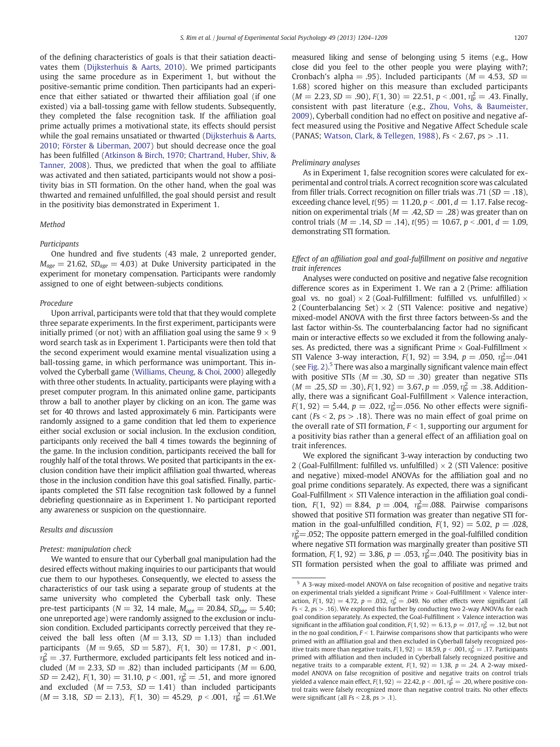of the defining characteristics of goals is that their satiation deactivates them (Dijksterhuis & Aarts, 2010). We primed participants using the same procedure as in Experiment 1, but without the positive-semantic prime condition. Then participants had an experience that either satiated or thwarted their affiliation goal (if one existed) via a ball-tossing game with fellow students. Subsequently, they completed the false recognition task. If the affiliation goal prime actually primes a motivational state, its effects should persist while the goal remains unsatiated or thwarted (Dijksterhuis & Aarts, 2010; Förster & Liberman, 2007) but should decrease once the goal has been fulfilled (Atkinson & Birch, 1970; Chartrand, Huber, Shiv, & Tanner, 2008). Thus, we predicted that when the goal to affiliate was activated and then satiated, participants would not show a positivity bias in STI formation. On the other hand, when the goal was thwarted and remained unfulfilled, the goal should persist and result in the positivity bias demonstrated in Experiment 1.

### Method

#### Participants

One hundred and five students (43 male, 2 unreported gender, $M_{age} = 21.62$, $SD_{age} = 4.03$) at Duke University participated in the experiment for monetary compensation. Participants were randomly assigned to one of eight between-subjects conditions.

#### Procedure

Upon arrival, participants were told that that they would complete three separate experiments. In the first experiment, participants were initially primed (or not) with an affiliation goal using the same $9 \times 9$ word search task as in Experiment 1. Participants were then told that the second experiment would examine mental visualization using a ball-tossing game, in which performance was unimportant. This involved the Cyberball game (Williams, Cheung, & Choi, 2000) allegedly with three other students. In actuality, participants were playing with a preset computer program. In this animated online game, participants throw a ball to another player by clicking on an icon. The game was set for 40 throws and lasted approximately 6 min. Participants were randomly assigned to a game condition that led them to experience either social exclusion or social inclusion. In the exclusion condition, participants only received the ball 4 times towards the beginning of the game. In the inclusion condition, participants received the ball for roughly half of the total throws. We posited that participants in the exclusion condition have their implicit affiliation goal thwarted, whereas those in the inclusion condition have this goal satisfied. Finally, participants completed the STI false recognition task followed by a funnel debriefing questionnaire as in Experiment 1. No participant reported any awareness or suspicion on the questionnaire.

### Results and discussion

#### Pretest: manipulation check

We wanted to ensure that our Cyberball goal manipulation had the desired effects without making inquiries to our participants that would cue them to our hypotheses. Consequently, we elected to assess the characteristics of our task using a separate group of students at the same university who completed the Cyberball task only. These pre-test participants ($N = 32$, 14 male, $M_{age} = 20.84$, $SD_{age} = 5.40$; one unreported age) were randomly assigned to the exclusion or inclusion condition. Excluded participants correctly perceived that they received the ball less often ($M = 3.13$, $SD = 1.13$) than included participants ($M = 9.65$, $SD = 5.87$), $F(1, 30) = 17.81$, $p < .001$, $\eta_p^2 = .37$. Furthermore, excluded participants felt less noticed and included ($M = 2.33$, $SD = .82$) than included participants ($M = 6.00$, $SD = 2.42$), $F(1, 30) = 31.10$, $p < .001$, $\eta_p^2 = .51$, and more ignored and excluded ($M = 7.53$, $SD = 1.41$) than included participants ($M = 3.18$, $SD = 2.13$), $F(1, 30) = 45.29$, $p < .001$, $\eta_p^2 = .61$. We measured liking and sense of belonging using 5 items (e.g., How close did you feel to the other people you were playing with?; Cronbach's alpha = .95). Included participants ($M = 4.53$, $SD = 1.68$) scored higher on this measure than excluded participants ($M = 2.23$, $SD = .90$), $F(1, 30) = 22.51$, $p < .001$, $\eta_p^2 = .43$. Finally, consistent with past literature (e.g., Zhou, Vohs, & Baumeister, 2009), Cyberball condition had no effect on positive and negative affect measured using the Positive and Negative Affect Schedule scale (PANAS; Watson, Clark, & Tellegen, 1988), $Fs < 2.67$, $ps > .11$.

#### Preliminary analyses

As in Experiment 1, false recognition scores were calculated for experimental and control trials. A correct recognition score was calculated from filler trials. Correct recognition on filler trials was .71 ($SD = .18$), exceeding chance level, $t(95) = 11.20$, $p < .001$, $d = 1.17$. False recognition on experimental trials ($M = .42$, $SD = .28$) was greater than on control trials ($M = .14$, $SD = .14$), $t(95) = 10.67$, $p < .001$, $d = 1.09$, demonstrating STI formation.

#### Effect of an affiliation goal and goal-fulfillment on positive and negative trait inferences

Analyses were conducted on positive and negative false recognition difference scores as in Experiment 1. We ran a 2 (Prime: affiliation goal vs. no goal) × 2 (Goal-Fulfillment: fulfilled vs. unfulfilled) × 2 (Counterbalancing Set) × 2 (STI Valence: positive and negative) mixed-model ANOVA with the first three factors between-Ss and the last factor within-Ss. The counterbalancing factor had no significant main or interactive effects so we excluded it from the following analyses. As predicted, there was a significant Prime × Goal-Fulfillment × STI Valence 3-way interaction, $F(1, 92) = 3.94$, $p = .050$, $\eta_p^2 = .041$ (see Fig. 2).[5] There was also a marginally significant valence main effect with positive STIs ($M = .30$, $SD = .30$) greater than negative STIs ($M = .25$, $SD = .30$), $F(1, 92) = 3.67$, $p = .059$, $\eta_p^2 = .38$. Additionally, there was a significant Goal-Fulfillment × Valence interaction, $F(1, 92) = 5.44$, $p = .022$, $\eta_p^2 = .056$. No other effects were significant ($Fs < 2$, $ps > .18$). There was no main effect of goal prime on the overall rate of STI formation, $F < 1$, supporting our argument for a positivity bias rather than a general effect of an affiliation goal on trait inferences.

We explored the significant 3-way interaction by conducting two 2 (Goal-Fulfillment: fulfilled vs. unfulfilled) × 2 (STI Valence: positive and negative) mixed-model ANOVAs for the affiliation goal and no goal prime conditions separately. As expected, there was a significant Goal-Fulfillment × STI Valence interaction in the affiliation goal condition, $F(1, 92) = 8.84$, $p = .004$, $\eta_p^2 = .088$. Pairwise comparisons showed that positive STI formation was greater than negative STI formation in the goal-unfulfilled condition, $F(1, 92) = 5.02$, $p = .028$, $\eta_p^2 = .052$; The opposite pattern emerged in the goal-fulfilled condition where negative STI formation was marginally greater than positive STI formation, $F(1, 92) = 3.86$, $p = .053$, $\eta_p^2 = .040$. The positivity bias in STI formation persisted when the goal to affiliate was primed and

[5] A 3-way mixed-model ANOVA on false recognition of positive and negative traits on experimental trials yielded a significant Prime × Goal-Fulfillment × Valence interaction, $F(1, 92) = 4.72$, $p = .032$, $\eta_p^2 = .049$. No other effects were significant (all $Fs < 2$, $ps > .16$). We explored this further by conducting two 2-way ANOVAs for each goal condition separately. As expected, the Goal-Fulfillment × Valence interaction was significant in the affiliation goal condition, $F(1, 92) = 6.13$, $p = .017$, $\eta_p^2 = .12$, but not in the no goal condition, $F < 1$. Pairwise comparisons show that participants who were primed with an affiliation goal and then excluded in Cyberball falsely recognized positive traits more than negative traits, $F(1, 92) = 18.59$, $p < .001$, $\eta_p^2 = .17$. Participants primed with affiliation and then included in Cyberball falsely recognized positive and negative traits to a comparable extent, $F(1, 92) = 1.38$, $p = .24$. A 2-way mixed-model ANOVA on false recognition of positive and negative traits on control trials yielded a valence main effect, $F(1, 92) = 22.42$, $p < .001$, $\eta_p^2 = .20$, where positive control traits were falsely recognized more than negative control traits. No other effects were significant (all $Fs < 2.8$, $ps > .1$).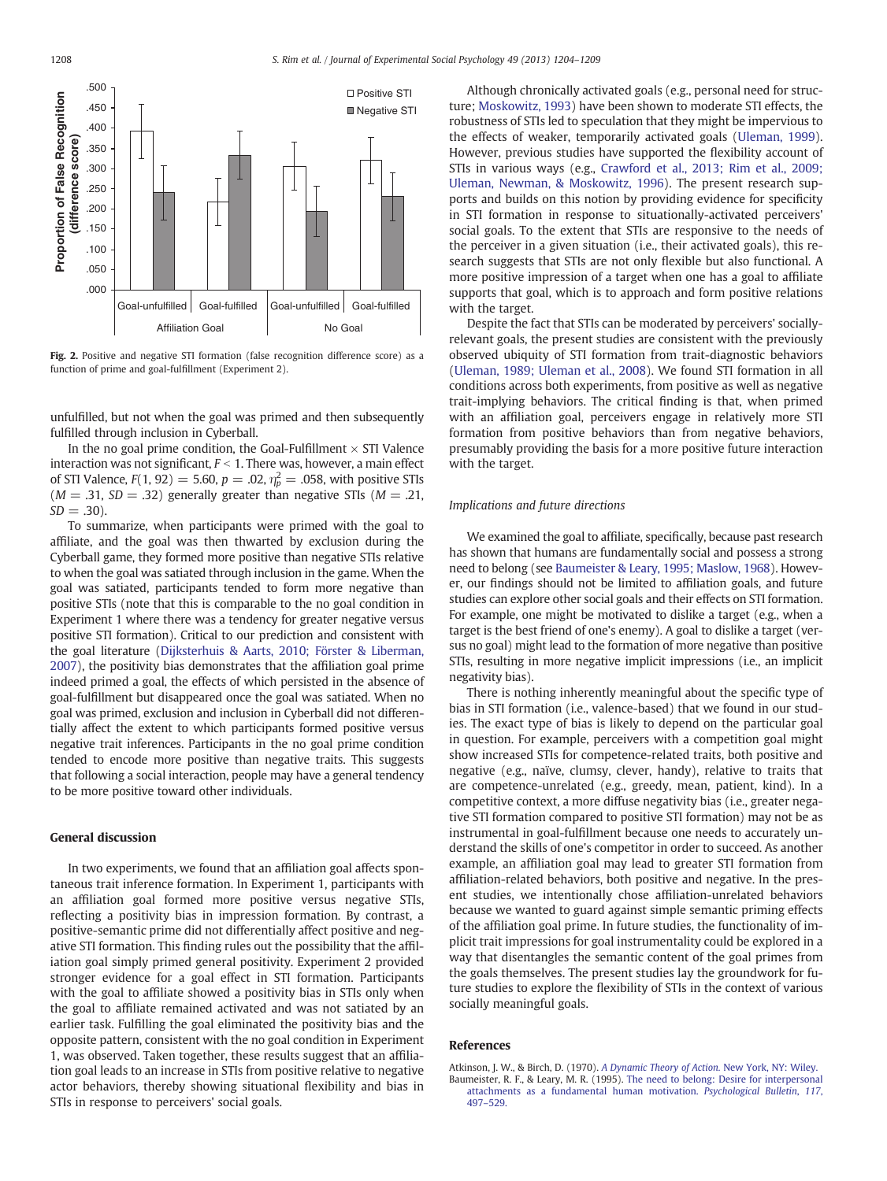.500
.450
.400
.350
.300
.250
.200
.150
.100
.050
.000

Proportion of False Recognition (difference score)

Positive STI
Negative STI

Goal-unfulfilled
Goal-fulfilled
Goal-unfulfilled
Goal-fulfilled

Affiliation Goal
No Goal

**Fig. 2.** Positive and negative STI formation (false recognition difference score) as a function of prime and goal-fulfillment (Experiment 2).

unfulfilled, but not when the goal was primed and then subsequently fulfilled through inclusion in Cyberball.

In the no goal prime condition, the Goal-Fulfillment × STI Valence interaction was not significant, $F < 1$. There was, however, a main effect of STI Valence, $F(1, 92) = 5.60$, $p = .02$, $\eta_p^2 = .058$, with positive STIs ($M = .31$, $SD = .32$) generally greater than negative STIs ($M = .21$, $SD = .30$).

To summarize, when participants were primed with the goal to affiliate, and the goal was then thwarted by exclusion during the Cyberball game, they formed more positive than negative STIs relative to when the goal was satiated through inclusion in the game. When the goal was satiated, participants tended to form more negative than positive STIs (note that this is comparable to the no goal condition in Experiment 1 where there was a tendency for greater negative versus positive STI formation). Critical to our prediction and consistent with the goal literature (Dijksterhuis & Aarts, 2010; Förster & Liberman, 2007), the positivity bias demonstrates that the affiliation goal prime indeed primed a goal, the effects of which persisted in the absence of goal-fulfillment but disappeared once the goal was satiated. When no goal was primed, exclusion and inclusion in Cyberball did not differentially affect the extent to which participants formed positive versus negative trait inferences. Participants in the no goal prime condition tended to encode more positive than negative traits. This suggests that following a social interaction, people may have a general tendency to be more positive toward other individuals.

## General discussion

In two experiments, we found that an affiliation goal affects spontaneous trait inference formation. In Experiment 1, participants with an affiliation goal formed more positive versus negative STIs, reflecting a positivity bias in impression formation. By contrast, a positive-semantic prime did not differentially affect positive and negative STI formation. This finding rules out the possibility that the affiliation goal simply primed general positivity. Experiment 2 provided stronger evidence for a goal effect in STI formation. Participants with the goal to affiliate showed a positivity bias in STIs only when the goal to affiliate remained activated and was not satiated by an earlier task. Fulfilling the goal eliminated the positivity bias and the opposite pattern, consistent with the no goal condition in Experiment 1, was observed. Taken together, these results suggest that an affiliation goal leads to an increase in STIs from positive relative to negative actor behaviors, thereby showing situational flexibility and bias in STIs in response to perceivers' social goals.

Although chronically activated goals (e.g., personal need for structure; Moskowitz, 1993) have been shown to moderate STI effects, the robustness of STIs led to speculation that they might be impervious to the effects of weaker, temporarily activated goals (Uleman, 1999). However, previous studies have supported the flexibility account of STIs in various ways (e.g., Crawford et al., 2013; Rim et al., 2009; Uleman, Newman, & Moskowitz, 1996). The present research supports and builds on this notion by providing evidence for specificity in STI formation in response to situationally-activated perceivers' social goals. To the extent that STIs are responsive to the needs of the perceiver in a given situation (i.e., their activated goals), this research suggests that STIs are not only flexible but also functional. A more positive impression of a target when one has a goal to affiliate supports that goal, which is to approach and form positive relations with the target.

Despite the fact that STIs can be moderated by perceivers' socially-relevant goals, the present studies are consistent with the previously observed ubiquity of STI formation from trait-diagnostic behaviors (Uleman, 1989; Uleman et al., 2008). We found STI formation in all conditions across both experiments, from positive as well as negative trait-implying behaviors. The critical finding is that, when primed with an affiliation goal, perceivers engage in relatively more STI formation from positive behaviors than from negative behaviors, presumably providing the basis for a more positive future interaction with the target.

### Implications and future directions

We examined the goal to affiliate, specifically, because past research has shown that humans are fundamentally social and possess a strong need to belong (see Baumeister & Leary, 1995; Maslow, 1968). However, our findings should not be limited to affiliation goals, and future studies can explore other social goals and their effects on STI formation. For example, one might be motivated to dislike a target (e.g., when a target is the best friend of one's enemy). A goal to dislike a target (versus no goal) might lead to the formation of more negative than positive STIs, resulting in more negative implicit impressions (i.e., an implicit negativity bias).

There is nothing inherently meaningful about the specific type of bias in STI formation (i.e., valence-based) that we found in our studies. The exact type of bias is likely to depend on the particular goal in question. For example, perceivers with a competition goal might show increased STIs for competence-related traits, both positive and negative (e.g., naïve, clumsy, clever, handy), relative to traits that are competence-unrelated (e.g., greedy, mean, patient, kind). In a competitive context, a more diffuse negativity bias (i.e., greater negative STI formation compared to positive STI formation) may not be as instrumental in goal-fulfillment because one needs to accurately understand the skills of one's competitor in order to succeed. As another example, an affiliation goal may lead to greater STI formation from affiliation-related behaviors, both positive and negative. In the present studies, we intentionally chose affiliation-unrelated behaviors because we wanted to guard against simple semantic priming effects of the affiliation goal prime. In future studies, the functionality of implicit trait impressions for goal instrumentality could be explored in a way that disentangles the semantic content of the goal primes from the goals themselves. The present studies lay the groundwork for future studies to explore the flexibility of STIs in the context of various socially meaningful goals.

## References

Atkinson, J. W., & Birch, D. (1970). *A Dynamic Theory of Action*. New York, NY: Wiley.

Baumeister, R. F., & Leary, M. R. (1995). The need to belong: Desire for interpersonal attachments as a fundamental human motivation. *Psychological Bulletin*, *117*, 497–529.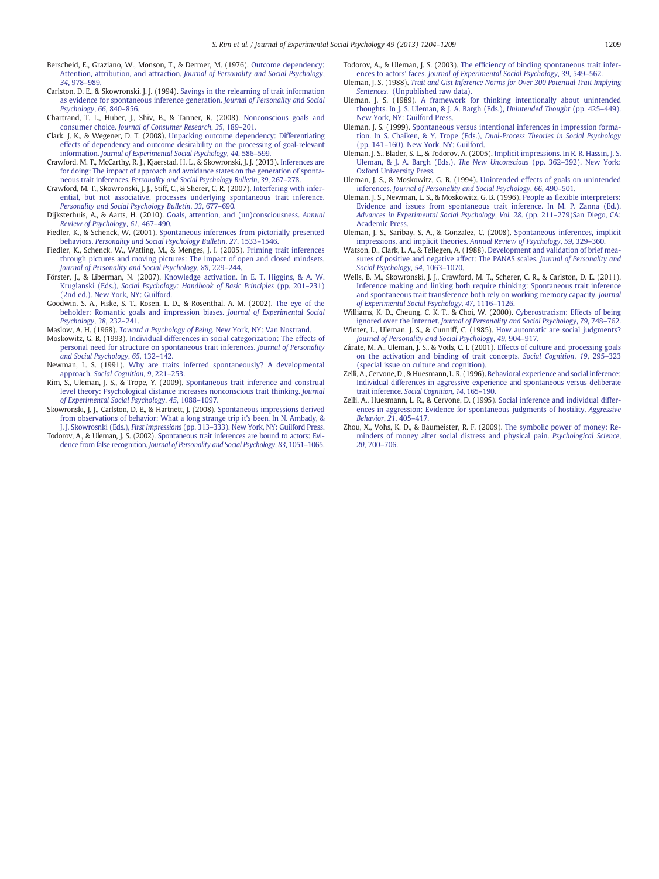Berscheid, E., Graziano, W., Monson, T., & Dermer, M. (1976). Outcome dependency: Attention, attribution, and attraction. *Journal of Personality and Social Psychology*, *34*, 978–989.

Carlston, D. E., & Skowronski, J. J. (1994). Savings in the relearning of trait information as evidence for spontaneous inference generation. *Journal of Personality and Social Psychology*, *66*, 840–856.

Chartrand, T. L., Huber, J., Shiv, B., & Tanner, R. (2008). Nonconscious goals and consumer choice. *Journal of Consumer Research*, *35*, 189–201.

Clark, J. K., & Wegener, D. T. (2008). Unpacking outcome dependency: Differentiating effects of dependency and outcome desirability on the processing of goal-relevant information. *Journal of Experimental Social Psychology*, *44*, 586–599.

Crawford, M. T., McCarthy, R. J., Kjaerstad, H. L., & Skowronski, J. J. (2013). Inferences are for doing: The impact of approach and avoidance states on the generation of spontaneous trait inferences. *Personality and Social Psychology Bulletin*, *39*, 267–278.

Crawford, M. T., Skowronski, J. J., Stiff, C., & Sherer, C. R. (2007). Interfering with inferential, but not associative, processes underlying spontaneous trait inference. *Personality and Social Psychology Bulletin*, *33*, 677–690.

Dijksterhuis, A., & Aarts, H. (2010). Goals, attention, and (un)consciousness. *Annual Review of Psychology*, *61*, 467–490.

Fiedler, K., & Schenck, W. (2001). Spontaneous inferences from pictorially presented behaviors. *Personality and Social Psychology Bulletin*, *27*, 1533–1546.

Fiedler, K., Schenck, W., Watling, M., & Menges, J. I. (2005). Priming trait inferences through pictures and moving pictures: The impact of open and closed mindsets. *Journal of Personality and Social Psychology*, *88*, 229–244.

Förster, J., & Liberman, N. (2007). Knowledge activation. In E. T. Higgins, & A. W. Kruglanski (Eds.), *Social Psychology: Handbook of Basic Principles* (pp. 201–231) (2nd ed.). New York, NY: Guilford.

Goodwin, S. A., Fiske, S. T., Rosen, L. D., & Rosenthal, A. M. (2002). The eye of the beholder: Romantic goals and impression biases. *Journal of Experimental Social Psychology*, *38*, 232–241.

Maslow, A. H. (1968). *Toward a Psychology of Being*. New York, NY: Van Nostrand.

Moskowitz, G. B. (1993). Individual differences in social categorization: The effects of personal need for structure on spontaneous trait inferences. *Journal of Personality and Social Psychology*, *65*, 132–142.

Newman, L. S. (1991). Why are traits inferred spontaneously? A developmental approach. *Social Cognition*, *9*, 221–253.

Rim, S., Uleman, J. S., & Trope, Y. (2009). Spontaneous trait inference and construal level theory: Psychological distance increases nonconscious trait thinking. *Journal of Experimental Social Psychology*, *45*, 1088–1097.

Skowronski, J. J., Carlston, D. E., & Hartnett, J. (2008). Spontaneous impressions derived from observations of behavior: What a long strange trip it's been. In N. Ambady, & J. J. Skowrosnki (Eds.), *First Impressions* (pp. 313–333). New York, NY: Guilford Press.

Todorov, A., & Uleman, J. S. (2002). Spontaneous trait inferences are bound to actors: Evidence from false recognition. *Journal of Personality and Social Psychology*, *83*, 1051–1065.

Todorov, A., & Uleman, J. S. (2003). The efficiency of binding spontaneous trait inferences to actors' faces. *Journal of Experimental Social Psychology*, *39*, 549–562.

Uleman, J. S. (1988). *Trait and Gist Inference Norms for Over 300 Potential Trait Implying Sentences.* (Unpublished raw data).

Uleman, J. S. (1989). A framework for thinking intentionally about unintended thoughts. In J. S. Uleman, & J. A. Bargh (Eds.), *Unintended Thought* (pp. 425–449). New York, NY: Guilford Press.

Uleman, J. S. (1999). Spontaneous versus intentional inferences in impression formation. In S. Chaiken, & Y. Trope (Eds.), *Dual-Process Theories in Social Psychology* (pp. 141–160). New York, NY: Guilford.

Uleman, J. S., Blader, S. L., & Todorov, A. (2005). Implicit impressions. In R. R. Hassin, J. S. Uleman, & J. A. Bargh (Eds.), *The New Unconscious* (pp. 362–392). New York: Oxford University Press.

Uleman, J. S., & Moskowitz, G. B. (1994). Unintended effects of goals on unintended inferences. *Journal of Personality and Social Psychology*, *66*, 490–501.

Uleman, J. S., Newman, L. S., & Moskowitz, G. B. (1996). People as flexible interpreters: Evidence and issues from spontaneous trait inference. In M. P. Zanna (Ed.), *Advances in Experimental Social Psychology*, *Vol. 28*. (pp. 211–279)San Diego, CA: Academic Press.

Uleman, J. S., Saribay, S. A., & Gonzalez, C. (2008). Spontaneous inferences, implicit impressions, and implicit theories. *Annual Review of Psychology*, *59*, 329–360.

Watson, D., Clark, L. A., & Tellegen, A. (1988). Development and validation of brief measures of positive and negative affect: The PANAS scales. *Journal of Personality and Social Psychology*, *54*, 1063–1070.

Wells, B. M., Skowronski, J. J., Crawford, M. T., Scherer, C. R., & Carlston, D. E. (2011). Inference making and linking both require thinking: Spontaneous trait inference and spontaneous trait transference both rely on working memory capacity. *Journal of Experimental Social Psychology*, *47*, 1116–1126.

Williams, K. D., Cheung, C. K. T., & Choi, W. (2000). Cyberostracism: Effects of being ignored over the Internet. *Journal of Personality and Social Psychology*, *79*, 748–762.

Winter, L., Uleman, J. S., & Cunniff, C. (1985). How automatic are social judgments? *Journal of Personality and Social Psychology*, *49*, 904–917.

Zárate, M. A., Uleman, J. S., & Voils, C. I. (2001). Effects of culture and processing goals on the activation and binding of trait concepts. *Social Cognition*, *19*, 295–323 (special issue on culture and cognition).

Zelli, A., Cervone, D., & Huesmann, L. R. (1996). Behavioral experience and social inference: Individual differences in aggressive experience and spontaneous versus deliberate trait inference. *Social Cognition*, *14*, 165–190.

Zelli, A., Huesmann, L. R., & Cervone, D. (1995). Social inference and individual differences in aggression: Evidence for spontaneous judgments of hostility. *Aggressive Behavior*, *21*, 405–417.

Zhou, X., Vohs, K. D., & Baumeister, R. F. (2009). The symbolic power of money: Reminders of money alter social distress and physical pain. *Psychological Science*, *20*, 700–706.